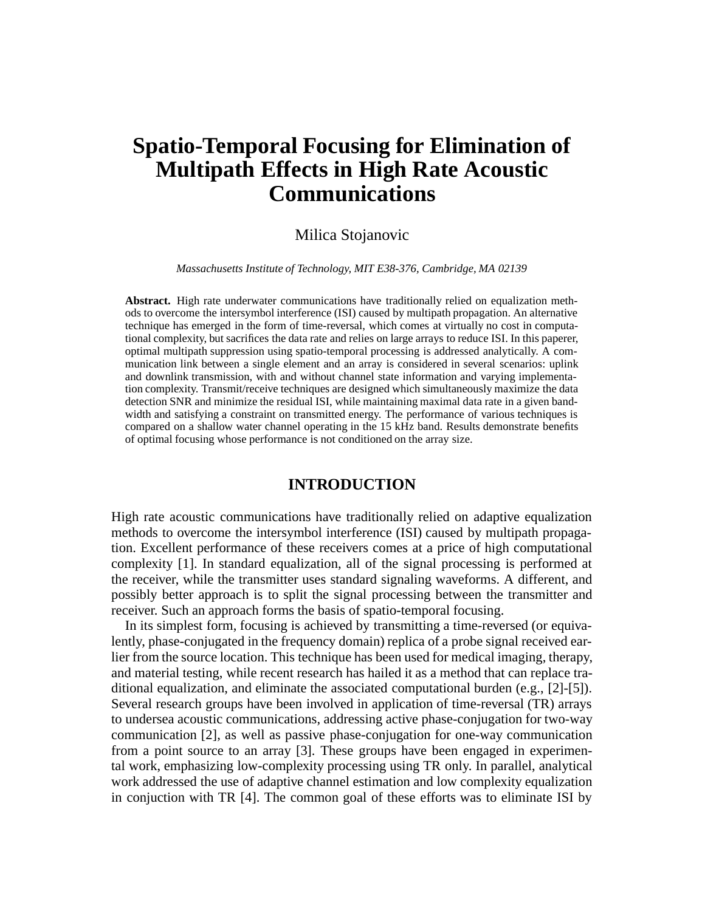# Spatio-Temporal Focusing for Elimination of Multipath Effects in High Rate Acoustic Communications

Milica Stojanovic

*Massachusetts Institute of Technology, MIT E38-376, Cambridge, MA 02139*

**Abstract.** High rate underwater communications have traditionally relied on equalization methods to overcome the intersymbol interference (ISI) caused by multipath propagation. An alternative technique has emerged in the form of time-reversal, which comes at virtually no cost in computational complexity, but sacrifices the data rate and relies on large arrays to reduce ISI. In this paperer, optimal multipath suppression using spatio-temporal processing is addressed analytically. A communication link between a single element and an array is considered in several scenarios: uplink and downlink transmission, with and without channel state information and varying implementation complexity. Transmit/receive techniques are designed which simultaneously maximize the data detection SNR and minimize the residual ISI, while maintaining maximal data rate in a given bandwidth and satisfying a constraint on transmitted energy. The performance of various techniques is compared on a shallow water channel operating in the 15 kHz band. Results demonstrate benefits of optimal focusing whose performance is not conditioned on the array size.

## INTRODUCTION

High rate acoustic communications have traditionally relied on adaptive equalization methods to overcome the intersymbol interference (ISI) caused by multipath propagation. Excellent performance of these receivers comes at a price of high computational complexity [1]. In standard equalization, all of the signal processing is performed at the receiver, while the transmitter uses standard signaling waveforms. A different, and possibly better approach is to split the signal processing between the transmitter and receiver. Such an approach forms the basis of spatio-temporal focusing.

In its simplest form, focusing is achieved by transmitting a time-reversed (or equivalently, phase-conjugated in the frequency domain) replica of a probe signal received earlier from the source location. This technique has been used for medical imaging, therapy, and material testing, while recent research has hailed it as a method that can replace traditional equalization, and eliminate the associated computational burden (e.g., [2]-[5]). Several research groups have been involved in application of time-reversal (TR) arrays to undersea acoustic communications, addressing active phase-conjugation for two-way communication [2], as well as passive phase-conjugation for one-way communication from a point source to an array [3]. These groups have been engaged in experimental work, emphasizing low-complexity processing using TR only. In parallel, analytical work addressed the use of adaptive channel estimation and low complexity equalization in conjuction with TR [4]. The common goal of these efforts was to eliminate ISI by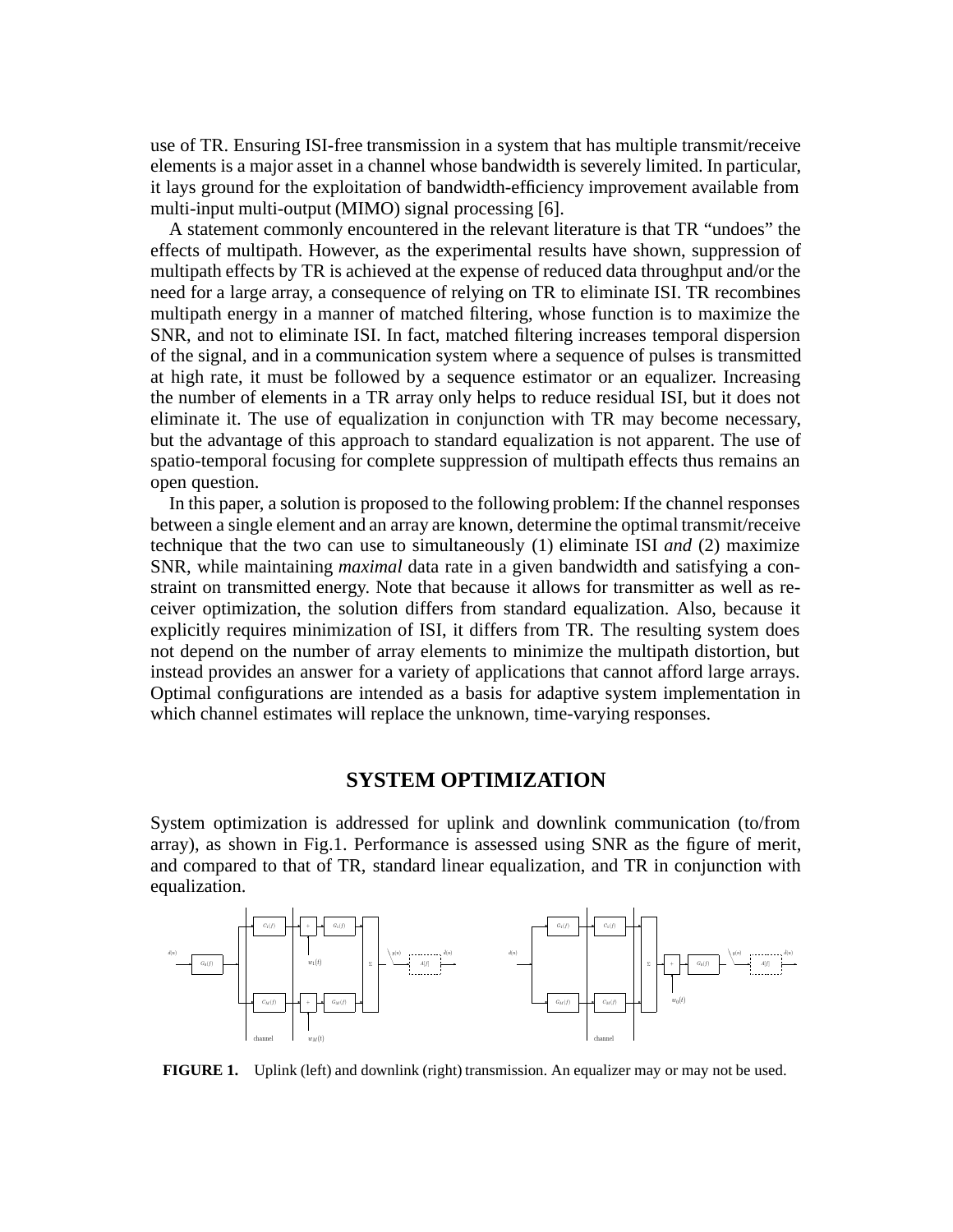use of TR. Ensuring ISI-free transmission in a system that has multiple transmit/receive elements is a major asset in a channel whose bandwidth is severely limited. In particular, it lays ground for the exploitation of bandwidth-efficiency improvement available from multi-input multi-output (MIMO) signal processing [6].

A statement commonly encountered in the relevant literature is that TR "undoes" the effects of multipath. However, as the experimental results have shown, suppression of multipath effects by TR is achieved at the expense of reduced data throughput and/or the need for a large array, a consequence of relying on TR to eliminate ISI. TR recombines multipath energy in a manner of matched filtering, whose function is to maximize the SNR, and not to eliminate ISI. In fact, matched filtering increases temporal dispersion of the signal, and in a communication system where a sequence of pulses is transmitted at high rate, it must be followed by a sequence estimator or an equalizer. Increasing the number of elements in a TR array only helps to reduce residual ISI, but it does not eliminate it. The use of equalization in conjunction with TR may become necessary, but the advantage of this approach to standard equalization is not apparent. The use of spatio-temporal focusing for complete suppression of multipath effects thus remains an open question.

In this paper, a solution is proposed to the following problem: If the channel responses between a single element and an array are known, determine the optimal transmit/receive technique that the two can use to simultaneously (1) eliminate ISI *and* (2) maximize SNR, while maintaining *maximal* data rate in a given bandwidth and satisfying a constraint on transmitted energy. Note that because it allows for transmitter as well as receiver optimization, the solution differs from standard equalization. Also, because it explicitly requires minimization of ISI, it differs from TR. The resulting system does not depend on the number of array elements to minimize the multipath distortion, but instead provides an answer for a variety of applications that cannot afford large arrays. Optimal configurations are intended as a basis for adaptive system implementation in which channel estimates will replace the unknown, time-varying responses.

## SYSTEM OPTIMIZATION

System optimization is addressed for uplink and downlink communication (to/from array), as shown in Fig.1. Performance is assessed using SNR as the figure of merit, and compared to that of TR, standard linear equalization, and TR in conjunction with equalization.

$d(n)$ $G_0(f)$ $C_1(f)$ $+$ $G_1(f)$ $w_1(t)$ $C_M(f)$ $+$ $G_M(f)$ $w_M(t)$ channel $\Sigma$ $y(n)$ $A(f)$ $\hat{d}(n)$

$d(n)$ $G_1(f)$ $C_1(f)$ $G_M(f)$ $C_M(f)$ channel $\Sigma$ $+$ $w_0(t)$ $G_0(f)$ $y(n)$ $A(f)$ $\hat{d}(n)$

**FIGURE 1.** Uplink (left) and downlink (right) transmission. An equalizer may or may not be used.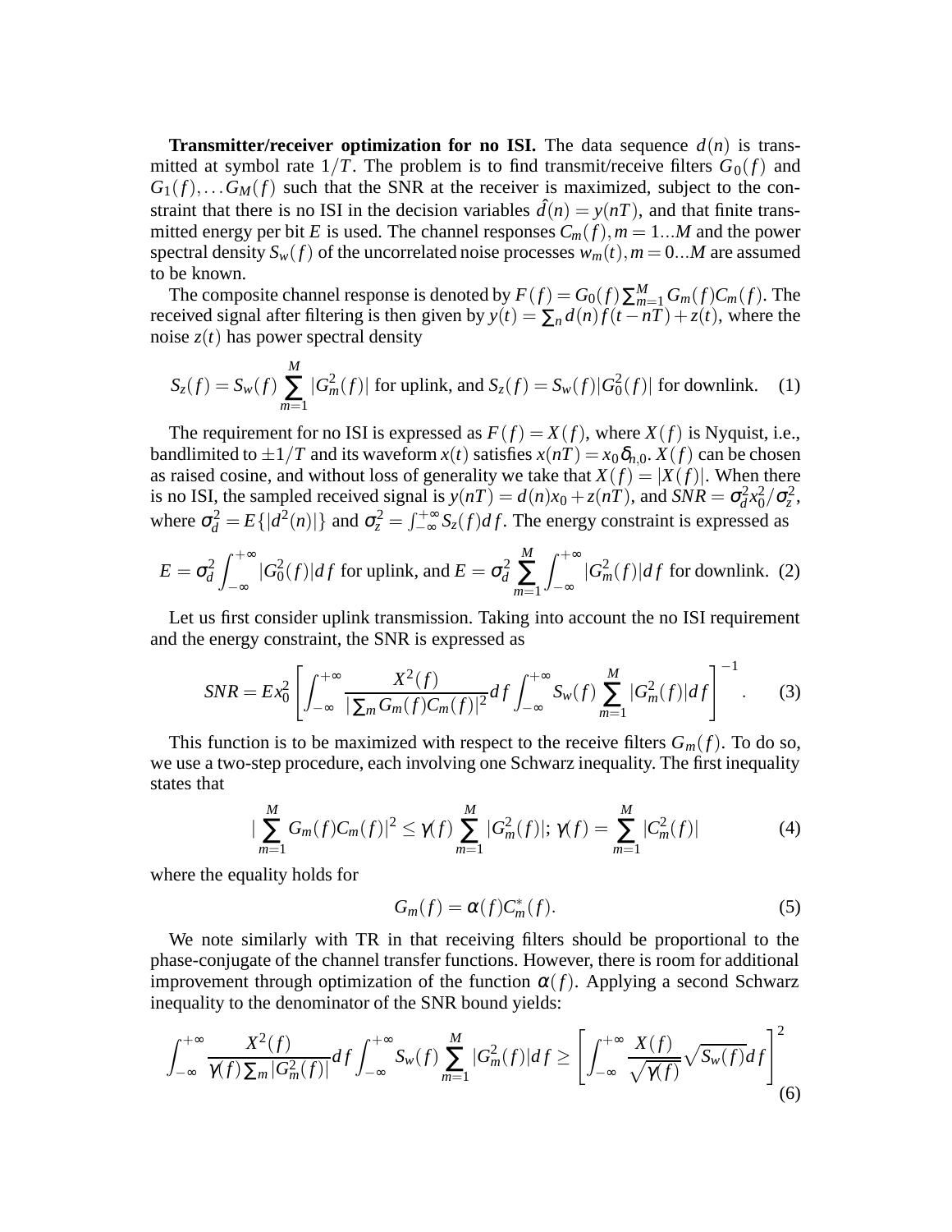**Transmitter/receiver optimization for no ISI.** The data sequence $d(n)$ is transmitted at symbol rate $1/T$. The problem is to find transmit/receive filters $G_0(f)$ and $G_1(f),\dots G_M(f)$ such that the SNR at the receiver is maximized, subject to the constraint that there is no ISI in the decision variables $\hat{d}(n) = y(nT)$, and that finite transmitted energy per bit $E$ is used. The channel responses $C_m(f), m = 1...M$ and the power spectral density $S_w(f)$ of the uncorrelated noise processes $w_m(t), m = 0...M$ are assumed to be known.

The composite channel response is denoted by $F(f) = G_0(f)\sum_{m=1}^{M} G_m(f)C_m(f)$. The received signal after filtering is then given by $y(t) = \sum_n d(n)f(t-nT) + z(t)$, where the noise $z(t)$ has power spectral density

$$S_z(f) = S_w(f)\sum_{m=1}^{M}|G_m^2(f)| \text{ for uplink, and } S_z(f) = S_w(f)|G_0^2(f)| \text{ for downlink.} \quad (1)$$

The requirement for no ISI is expressed as $F(f) = X(f)$, where $X(f)$ is Nyquist, i.e., bandlimited to $\pm 1/T$ and its waveform $x(t)$ satisfies $x(nT) = x_0\delta_{n,0}$. $X(f)$ can be chosen as raised cosine, and without loss of generality we take that $X(f) = |X(f)|$. When there is no ISI, the sampled received signal is $y(nT) = d(n)x_0 + z(nT)$, and $SNR = \sigma_d^2 x_0^2/\sigma_z^2$, where $\sigma_d^2 = E\{|d^2(n)|\}$ and $\sigma_z^2 = \int_{-\infty}^{+\infty} S_z(f)df$. The energy constraint is expressed as

$$E = \sigma_d^2\int_{-\infty}^{+\infty}|G_0^2(f)|df \text{ for uplink, and } E = \sigma_d^2\sum_{m=1}^{M}\int_{-\infty}^{+\infty}|G_m^2(f)|df \text{ for downlink.} \quad (2)$$

Let us first consider uplink transmission. Taking into account the no ISI requirement and the energy constraint, the SNR is expressed as

$$SNR = Ex_0^2\left[\int_{-\infty}^{+\infty}\frac{X^2(f)}{|\sum_m G_m(f)C_m(f)|^2}df\int_{-\infty}^{+\infty}S_w(f)\sum_{m=1}^{M}|G_m^2(f)|df\right]^{-1}. \quad (3)$$

This function is to be maximized with respect to the receive filters $G_m(f)$. To do so, we use a two-step procedure, each involving one Schwarz inequality. The first inequality states that

$$|\sum_{m=1}^{M}G_m(f)C_m(f)|^2 \le \gamma(f)\sum_{m=1}^{M}|G_m^2(f)|;\ \gamma(f) = \sum_{m=1}^{M}|C_m^2(f)| \quad (4)$$

where the equality holds for

$$G_m(f) = \alpha(f)C_m^*(f). \quad (5)$$

We note similarly with TR in that receiving filters should be proportional to the phase-conjugate of the channel transfer functions. However, there is room for additional improvement through optimization of the function $\alpha(f)$. Applying a second Schwarz inequality to the denominator of the SNR bound yields:

$$\int_{-\infty}^{+\infty}\frac{X^2(f)}{\gamma(f)\sum_m|G_m^2(f)|}df\int_{-\infty}^{+\infty}S_w(f)\sum_{m=1}^{M}|G_m^2(f)|df \ge \left[\int_{-\infty}^{+\infty}\frac{X(f)}{\sqrt{\gamma(f)}}\sqrt{S_w(f)}df\right]^2 \quad (6)$$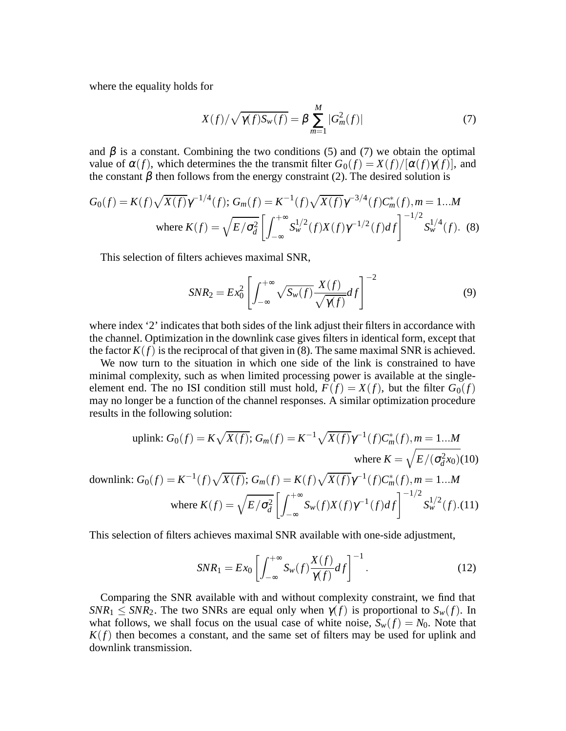where the equality holds for

$$X(f)/\sqrt{\gamma(f)S_w(f)} = \beta \sum_{m=1}^{M} |G_m^2(f)| \tag{7}$$

and $\beta$ is a constant. Combining the two conditions (5) and (7) we obtain the optimal value of $\alpha(f)$, which determines the the transmit filter $G_0(f) = X(f)/[\alpha(f)\gamma(f)]$, and the constant $\beta$ then follows from the energy constraint (2). The desired solution is

$$G_0(f) = K(f)\sqrt{X(f)}\gamma^{-1/4}(f);\ G_m(f) = K^{-1}(f)\sqrt{X(f)}\gamma^{-3/4}(f)C_m^*(f), m = 1...M$$
$$\text{where } K(f) = \sqrt{E/\sigma_d^2}\left[\int_{-\infty}^{+\infty} S_w^{1/2}(f)X(f)\gamma^{-1/2}(f)df\right]^{-1/2} S_w^{1/4}(f). \tag{8}$$

This selection of filters achieves maximal SNR,

$$SNR_2 = Ex_0^2\left[\int_{-\infty}^{+\infty}\sqrt{S_w(f)}\frac{X(f)}{\sqrt{\gamma(f)}}df\right]^{-2} \tag{9}$$

where index '2' indicates that both sides of the link adjust their filters in accordance with the channel. Optimization in the downlink case gives filters in identical form, except that the factor $K(f)$ is the reciprocal of that given in (8). The same maximal SNR is achieved.

We now turn to the situation in which one side of the link is constrained to have minimal complexity, such as when limited processing power is available at the single-element end. The no ISI condition still must hold, $F(f) = X(f)$, but the filter $G_0(f)$ may no longer be a function of the channel responses. A similar optimization procedure results in the following solution:

$$\text{uplink: } G_0(f) = K\sqrt{X(f)};\ G_m(f) = K^{-1}\sqrt{X(f)}\gamma^{-1}(f)C_m^*(f), m = 1...M$$
$$\text{where } K = \sqrt{E/(\sigma_d^2 x_0)} \tag{10}$$

$$\text{downlink: } G_0(f) = K^{-1}(f)\sqrt{X(f)};\ G_m(f) = K(f)\sqrt{X(f)}\gamma^{-1}(f)C_m^*(f), m = 1...M$$
$$\text{where } K(f) = \sqrt{E/\sigma_d^2}\left[\int_{-\infty}^{+\infty} S_w(f)X(f)\gamma^{-1}(f)df\right]^{-1/2} S_w^{1/2}(f). \tag{11}$$

This selection of filters achieves maximal SNR available with one-side adjustment,

$$SNR_1 = Ex_0\left[\int_{-\infty}^{+\infty} S_w(f)\frac{X(f)}{\gamma(f)}df\right]^{-1}. \tag{12}$$

Comparing the SNR available with and without complexity constraint, we find that $SNR_1 \leq SNR_2$. The two SNRs are equal only when $\gamma(f)$ is proportional to $S_w(f)$. In what follows, we shall focus on the usual case of white noise, $S_w(f) = N_0$. Note that $K(f)$ then becomes a constant, and the same set of filters may be used for uplink and downlink transmission.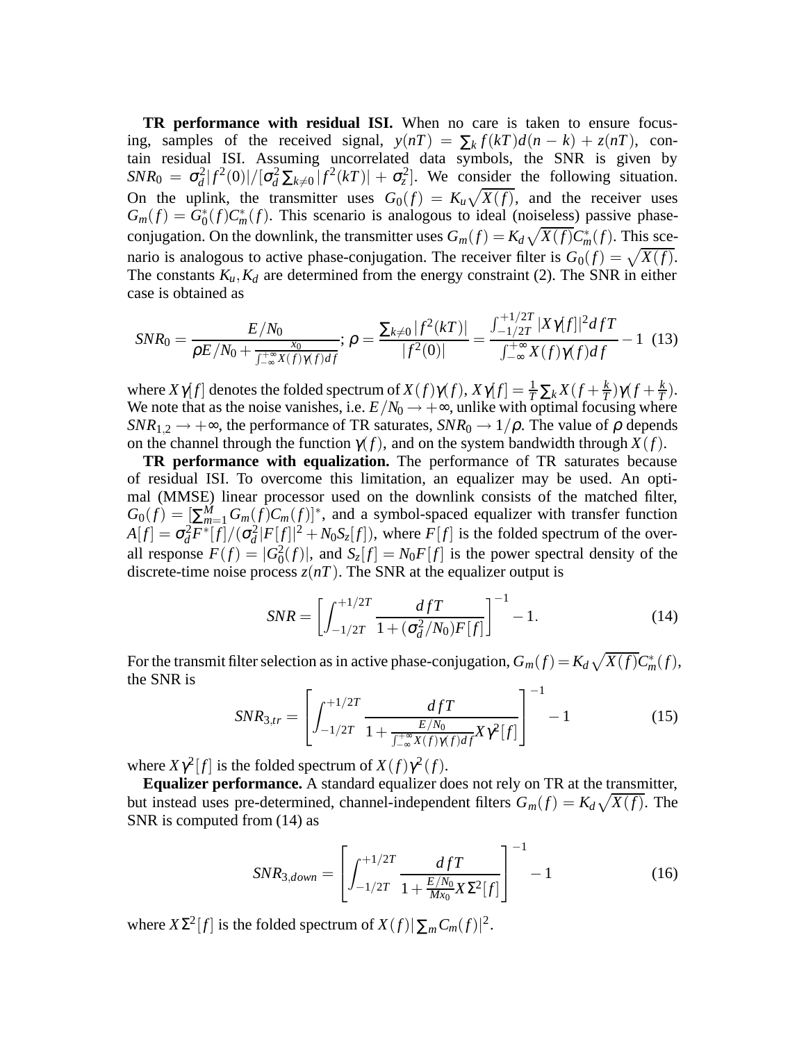**TR performance with residual ISI.** When no care is taken to ensure focusing, samples of the received signal, $y(nT) = \sum_k f(kT)d(n-k) + z(nT)$, contain residual ISI. Assuming uncorrelated data symbols, the SNR is given by $SNR_0 = \sigma_d^2 |f^2(0)| / [\sigma_d^2 \sum_{k \neq 0} |f^2(kT)| + \sigma_z^2]$. We consider the following situation. On the uplink, the transmitter uses $G_0(f) = K_u\sqrt{X(f)}$, and the receiver uses $G_m(f) = G_0^*(f)C_m^*(f)$. This scenario is analogous to ideal (noiseless) passive phase-conjugation. On the downlink, the transmitter uses $G_m(f) = K_d\sqrt{X(f)}C_m^*(f)$. This scenario is analogous to active phase-conjugation. The receiver filter is $G_0(f) = \sqrt{X(f)}$. The constants $K_u, K_d$ are determined from the energy constraint (2). The SNR in either case is obtained as

$$SNR_0 = \frac{E/N_0}{\rho E/N_0 + \frac{x_0}{\int_{-\infty}^{+\infty} X(f)\gamma(f)df}};\ \rho = \frac{\sum_{k \neq 0} |f^2(kT)|}{|f^2(0)|} = \frac{\int_{-1/2T}^{+1/2T} |X\gamma[f]|^2 df T}{\int_{-\infty}^{+\infty} X(f)\gamma(f)df} - 1 \quad (13)$$

where $X\gamma[f]$ denotes the folded spectrum of $X(f)\gamma(f)$, $X\gamma[f] = \frac{1}{T}\sum_k X(f+\frac{k}{T})\gamma(f+\frac{k}{T})$. We note that as the noise vanishes, i.e. $E/N_0 \to +\infty$, unlike with optimal focusing where $SNR_{1,2} \to +\infty$, the performance of TR saturates, $SNR_0 \to 1/\rho$. The value of $\rho$ depends on the channel through the function $\gamma(f)$, and on the system bandwidth through $X(f)$.

**TR performance with equalization.** The performance of TR saturates because of residual ISI. To overcome this limitation, an equalizer may be used. An optimal (MMSE) linear processor used on the downlink consists of the matched filter, $G_0(f) = [\sum_{m=1}^{M} G_m(f)C_m(f)]^*$, and a symbol-spaced equalizer with transfer function $A[f] = \sigma_d^2 F^*[f]/(\sigma_d^2|F[f]|^2 + N_0 S_z[f])$, where $F[f]$ is the folded spectrum of the overall response $F(f) = |G_0^2(f)|$, and $S_z[f] = N_0 F[f]$ is the power spectral density of the discrete-time noise process $z(nT)$. The SNR at the equalizer output is

$$SNR = \left[\int_{-1/2T}^{+1/2T} \frac{df T}{1 + (\sigma_d^2/N_0)F[f]}\right]^{-1} - 1. \quad (14)$$

For the transmit filter selection as in active phase-conjugation, $G_m(f) = K_d\sqrt{X(f)}C_m^*(f)$, the SNR is

$$SNR_{3,tr} = \left[\int_{-1/2T}^{+1/2T} \frac{df T}{1 + \frac{E/N_0}{\int_{-\infty}^{+\infty} X(f)\gamma(f)df} X\gamma^2[f]}\right]^{-1} - 1 \quad (15)$$

where $X\gamma^2[f]$ is the folded spectrum of $X(f)\gamma^2(f)$.

**Equalizer performance.** A standard equalizer does not rely on TR at the transmitter, but instead uses pre-determined, channel-independent filters $G_m(f) = K_d\sqrt{X(f)}$. The SNR is computed from (14) as

$$SNR_{3,down} = \left[\int_{-1/2T}^{+1/2T} \frac{df T}{1 + \frac{E/N_0}{Mx_0} X\Sigma^2[f]}\right]^{-1} - 1 \quad (16)$$

where $X\Sigma^2[f]$ is the folded spectrum of $X(f)|\sum_m C_m(f)|^2$.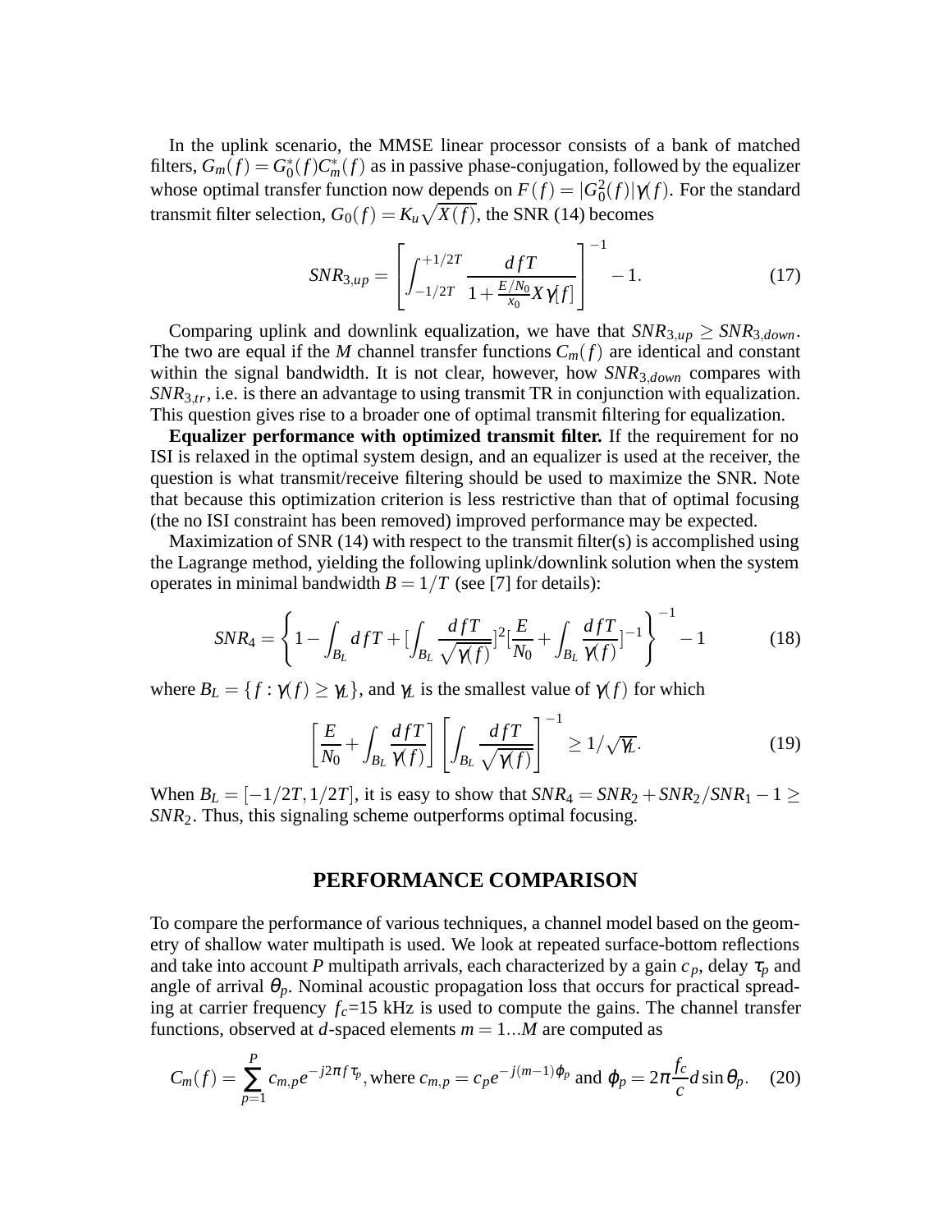In the uplink scenario, the MMSE linear processor consists of a bank of matched filters, $G_m(f) = G_0^*(f)C_m^*(f)$ as in passive phase-conjugation, followed by the equalizer whose optimal transfer function now depends on $F(f) = |G_0^2(f)|\gamma(f)$. For the standard transmit filter selection, $G_0(f) = K_u\sqrt{X(f)}$, the SNR (14) becomes

$$SNR_{3,up} = \left[\int_{-1/2T}^{+1/2T} \frac{dfT}{1+\frac{E/N_0}{x_0}X\gamma[f]}\right]^{-1} - 1. \tag{17}$$

Comparing uplink and downlink equalization, we have that $SNR_{3,up} \geq SNR_{3,down}$. The two are equal if the $M$ channel transfer functions $C_m(f)$ are identical and constant within the signal bandwidth. It is not clear, however, how $SNR_{3,down}$ compares with $SNR_{3,tr}$, i.e. is there an advantage to using transmit TR in conjunction with equalization. This question gives rise to a broader one of optimal transmit filtering for equalization.

**Equalizer performance with optimized transmit filter.** If the requirement for no ISI is relaxed in the optimal system design, and an equalizer is used at the receiver, the question is what transmit/receive filtering should be used to maximize the SNR. Note that because this optimization criterion is less restrictive than that of optimal focusing (the no ISI constraint has been removed) improved performance may be expected.

Maximization of SNR (14) with respect to the transmit filter(s) is accomplished using the Lagrange method, yielding the following uplink/downlink solution when the system operates in minimal bandwidth $B = 1/T$ (see [7] for details):

$$SNR_4 = \left\{1 - \int_{B_L} dfT + [\int_{B_L} \frac{dfT}{\sqrt{\gamma(f)}}]^2[\frac{E}{N_0} + \int_{B_L} \frac{dfT}{\gamma(f)}]^{-1}\right\}^{-1} - 1 \tag{18}$$

where $B_L = \{f : \gamma(f) \geq \gamma_L\}$, and $\gamma_L$ is the smallest value of $\gamma(f)$ for which

$$\left[\frac{E}{N_0} + \int_{B_L} \frac{dfT}{\gamma(f)}\right]\left[\int_{B_L} \frac{dfT}{\sqrt{\gamma(f)}}\right]^{-1} \geq 1/\sqrt{\gamma_L}. \tag{19}$$

When $B_L = [-1/2T, 1/2T]$, it is easy to show that $SNR_4 = SNR_2 + SNR_2/SNR_1 - 1 \geq SNR_2$. Thus, this signaling scheme outperforms optimal focusing.

## PERFORMANCE COMPARISON

To compare the performance of various techniques, a channel model based on the geometry of shallow water multipath is used. We look at repeated surface-bottom reflections and take into account $P$ multipath arrivals, each characterized by a gain $c_p$, delay $\tau_p$ and angle of arrival $\theta_p$. Nominal acoustic propagation loss that occurs for practical spreading at carrier frequency $f_c$=15 kHz is used to compute the gains. The channel transfer functions, observed at $d$-spaced elements $m = 1...M$ are computed as

$$C_m(f) = \sum_{p=1}^{P} c_{m,p}e^{-j2\pi f\tau_p}, \text{where } c_{m,p} = c_pe^{-j(m-1)\varphi_p} \text{ and } \varphi_p = 2\pi\frac{f_c}{c}d\sin\theta_p. \tag{20}$$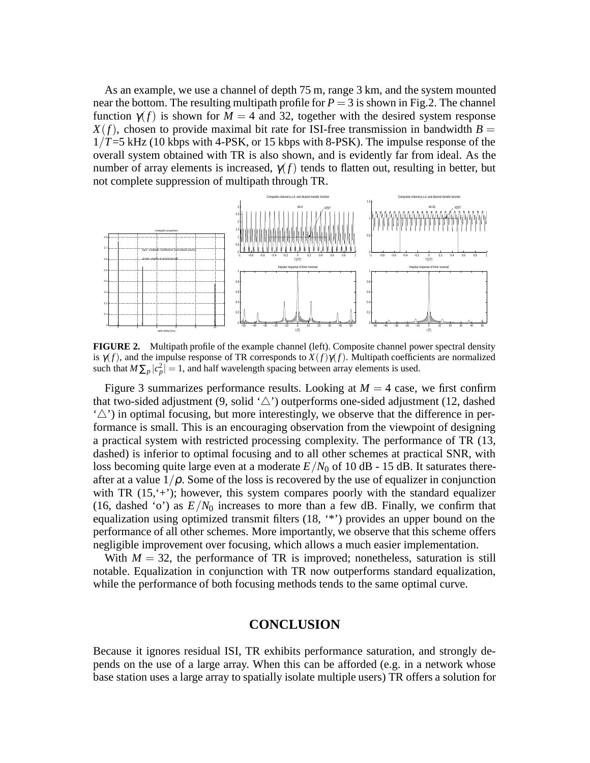As an example, we use a channel of depth 75 m, range 3 km, and the system mounted near the bottom. The resulting multipath profile for $P = 3$ is shown in Fig.2. The channel function $\gamma(f)$ is shown for $M = 4$ and 32, together with the desired system response $X(f)$, chosen to provide maximal bit rate for ISI-free transmission in bandwidth $B = 1/T$=5 kHz (10 kbps with 4-PSK, or 15 kbps with 8-PSK). The impulse response of the overall system obtained with TR is also shown, and is evidently far from ideal. As the number of array elements is increased, $\gamma(f)$ tends to flatten out, resulting in better, but not complete suppression of multipath through TR.

**FIGURE 2.** Multipath profile of the example channel (left). Composite channel power spectral density is $\gamma(f)$, and the impulse response of TR corresponds to $X(f)\gamma(f)$. Multipath coefficients are normalized such that $M\sum_p |c_p^2| = 1$, and half wavelength spacing between array elements is used.

Figure 3 summarizes performance results. Looking at $M = 4$ case, we first confirm that two-sided adjustment (9, solid '△') outperforms one-sided adjustment (12, dashed '△') in optimal focusing, but more interestingly, we observe that the difference in performance is small. This is an encouraging observation from the viewpoint of designing a practical system with restricted processing complexity. The performance of TR (13, dashed) is inferior to optimal focusing and to all other schemes at practical SNR, with loss becoming quite large even at a moderate $E/N_0$ of 10 dB - 15 dB. It saturates thereafter at a value $1/\rho$. Some of the loss is recovered by the use of equalizer in conjunction with TR (15,'+'); however, this system compares poorly with the standard equalizer (16, dashed 'o') as $E/N_0$ increases to more than a few dB. Finally, we confirm that equalization using optimized transmit filters (18, '*') provides an upper bound on the performance of all other schemes. More importantly, we observe that this scheme offers negligible improvement over focusing, which allows a much easier implementation.

With $M = 32$, the performance of TR is improved; nonetheless, saturation is still notable. Equalization in conjunction with TR now outperforms standard equalization, while the performance of both focusing methods tends to the same optimal curve.

## CONCLUSION

Because it ignores residual ISI, TR exhibits performance saturation, and strongly depends on the use of a large array. When this can be afforded (e.g. in a network whose base station uses a large array to spatially isolate multiple users) TR offers a solution for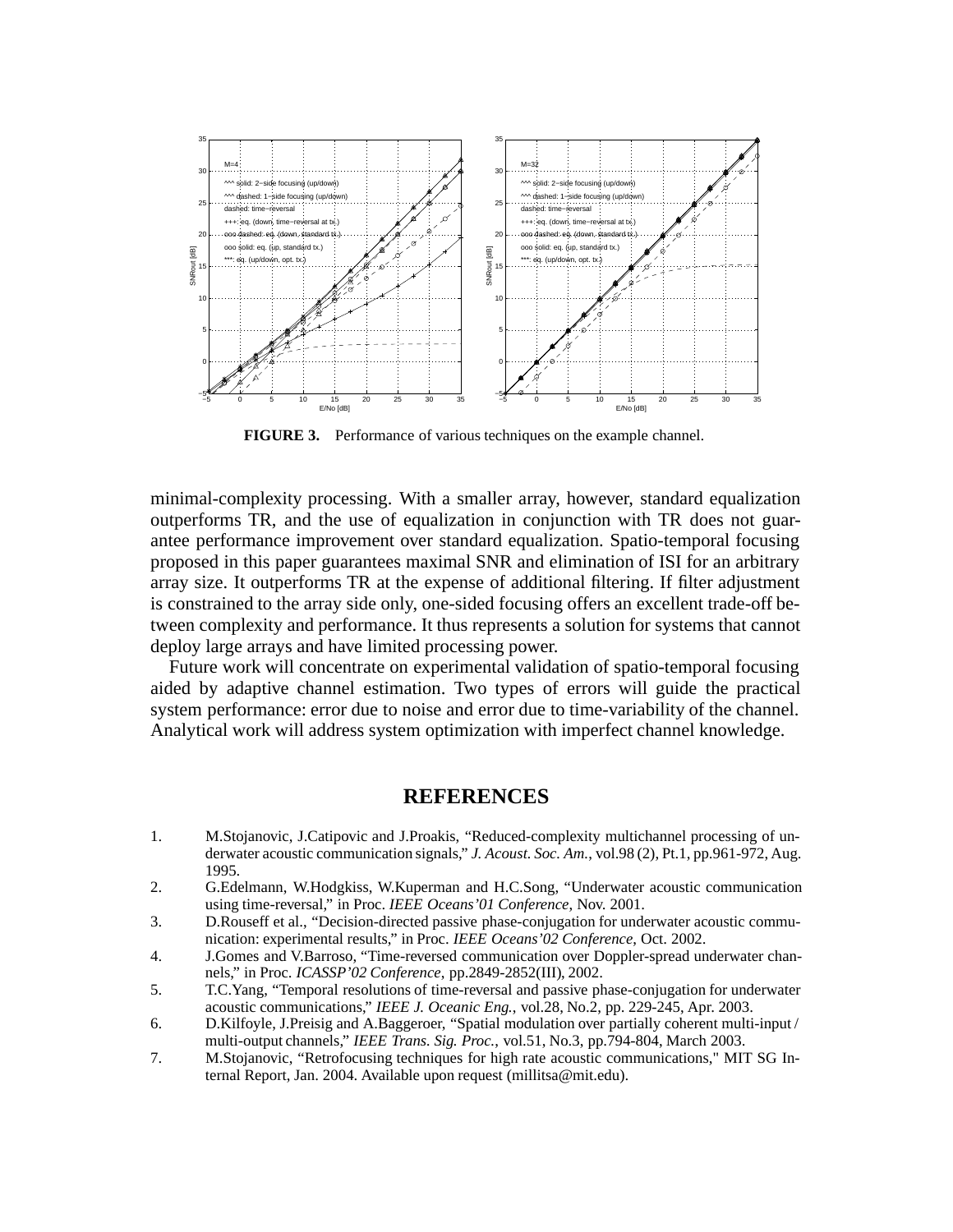35

30

25

20

15

10

5

0

−5

−5 0 5 10 15 20 25 30 35

E/No [dB]

SNRout [dB]

M=4

^^^ solid: 2−side focusing (up/down)

^^^ dashed: 1−side focusing (up/down)

dashed: time−reversal

+++: eq. (down, time−reversal at tx.)

ooo dashed: eq. (down, standard tx.)

ooo solid: eq. (up, standard tx.)

***: eq. (up/down, opt. tx.)

35

30

25

20

15

10

5

0

−5

−5 0 5 10 15 20 25 30 35

E/No [dB]

SNRout [dB]

M=32

^^^ solid: 2−side focusing (up/down)

^^^ dashed: 1−side focusing (up/down)

dashed: time−reversal

+++: eq. (down, time−reversal at tx.)

ooo dashed: eq. (down, standard tx.)

ooo solid: eq. (up, standard tx.)

***: eq. (up/down, opt. tx.)

**FIGURE 3.** Performance of various techniques on the example channel.

minimal-complexity processing. With a smaller array, however, standard equalization outperforms TR, and the use of equalization in conjunction with TR does not guarantee performance improvement over standard equalization. Spatio-temporal focusing proposed in this paper guarantees maximal SNR and elimination of ISI for an arbitrary array size. It outperforms TR at the expense of additional filtering. If filter adjustment is constrained to the array side only, one-sided focusing offers an excellent trade-off between complexity and performance. It thus represents a solution for systems that cannot deploy large arrays and have limited processing power.

Future work will concentrate on experimental validation of spatio-temporal focusing aided by adaptive channel estimation. Two types of errors will guide the practical system performance: error due to noise and error due to time-variability of the channel. Analytical work will address system optimization with imperfect channel knowledge.

## REFERENCES

1. M.Stojanovic, J.Catipovic and J.Proakis, "Reduced-complexity multichannel processing of underwater acoustic communication signals," *J. Acoust. Soc. Am.*, vol.98 (2), Pt.1, pp.961-972, Aug. 1995.
2. G.Edelmann, W.Hodgkiss, W.Kuperman and H.C.Song, "Underwater acoustic communication using time-reversal," in Proc. *IEEE Oceans'01 Conference*, Nov. 2001.
3. D.Rouseff et al., "Decision-directed passive phase-conjugation for underwater acoustic communication: experimental results," in Proc. *IEEE Oceans'02 Conference*, Oct. 2002.
4. J.Gomes and V.Barroso, "Time-reversed communication over Doppler-spread underwater channels," in Proc. *ICASSP'02 Conference*, pp.2849-2852(III), 2002.
5. T.C.Yang, "Temporal resolutions of time-reversal and passive phase-conjugation for underwater acoustic communications," *IEEE J. Oceanic Eng.*, vol.28, No.2, pp. 229-245, Apr. 2003.
6. D.Kilfoyle, J.Preisig and A.Baggeroer, "Spatial modulation over partially coherent multi-input / multi-output channels," *IEEE Trans. Sig. Proc.*, vol.51, No.3, pp.794-804, March 2003.
7. M.Stojanovic, "Retrofocusing techniques for high rate acoustic communications," MIT SG Internal Report, Jan. 2004. Available upon request (millitsa@mit.edu).